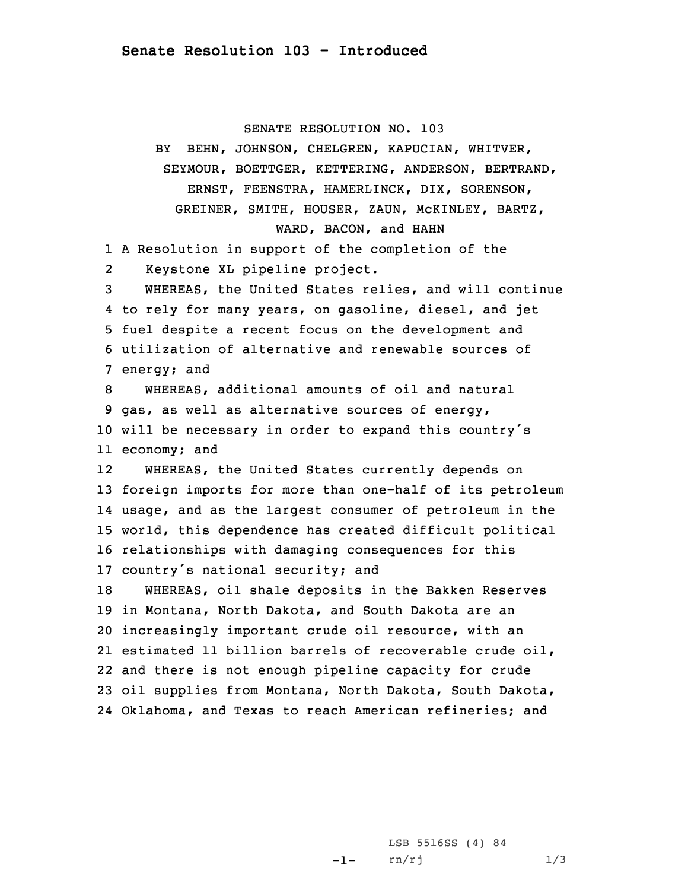## Senate Resolution 103 - Introduced

SENATE RESOLUTION NO. 103

BY BEHN, JOHNSON, CHELGREN, KAPUCIAN, WHITVER, SEYMOUR, BOETTGER, KETTERING, ANDERSON, BERTRAND, ERNST, FEENSTRA, HAMERLINCK, DIX, SORENSON, GREINER, SMITH, HOUSER, ZAUN, McKINLEY, BARTZ, WARD, BACON, and HAHN

1 A Resolution in support of the completion of the
2 Keystone XL pipeline project.
3 WHEREAS, the United States relies, and will continue
4 to rely for many years, on gasoline, diesel, and jet
5 fuel despite a recent focus on the development and
6 utilization of alternative and renewable sources of
7 energy; and
8 WHEREAS, additional amounts of oil and natural
9 gas, as well as alternative sources of energy,
10 will be necessary in order to expand this country's
11 economy; and
12 WHEREAS, the United States currently depends on
13 foreign imports for more than one-half of its petroleum
14 usage, and as the largest consumer of petroleum in the
15 world, this dependence has created difficult political
16 relationships with damaging consequences for this
17 country's national security; and
18 WHEREAS, oil shale deposits in the Bakken Reserves
19 in Montana, North Dakota, and South Dakota are an
20 increasingly important crude oil resource, with an
21 estimated 11 billion barrels of recoverable crude oil,
22 and there is not enough pipeline capacity for crude
23 oil supplies from Montana, North Dakota, South Dakota,
24 Oklahoma, and Texas to reach American refineries; and

LSB 5516SS (4) 84
rn/rj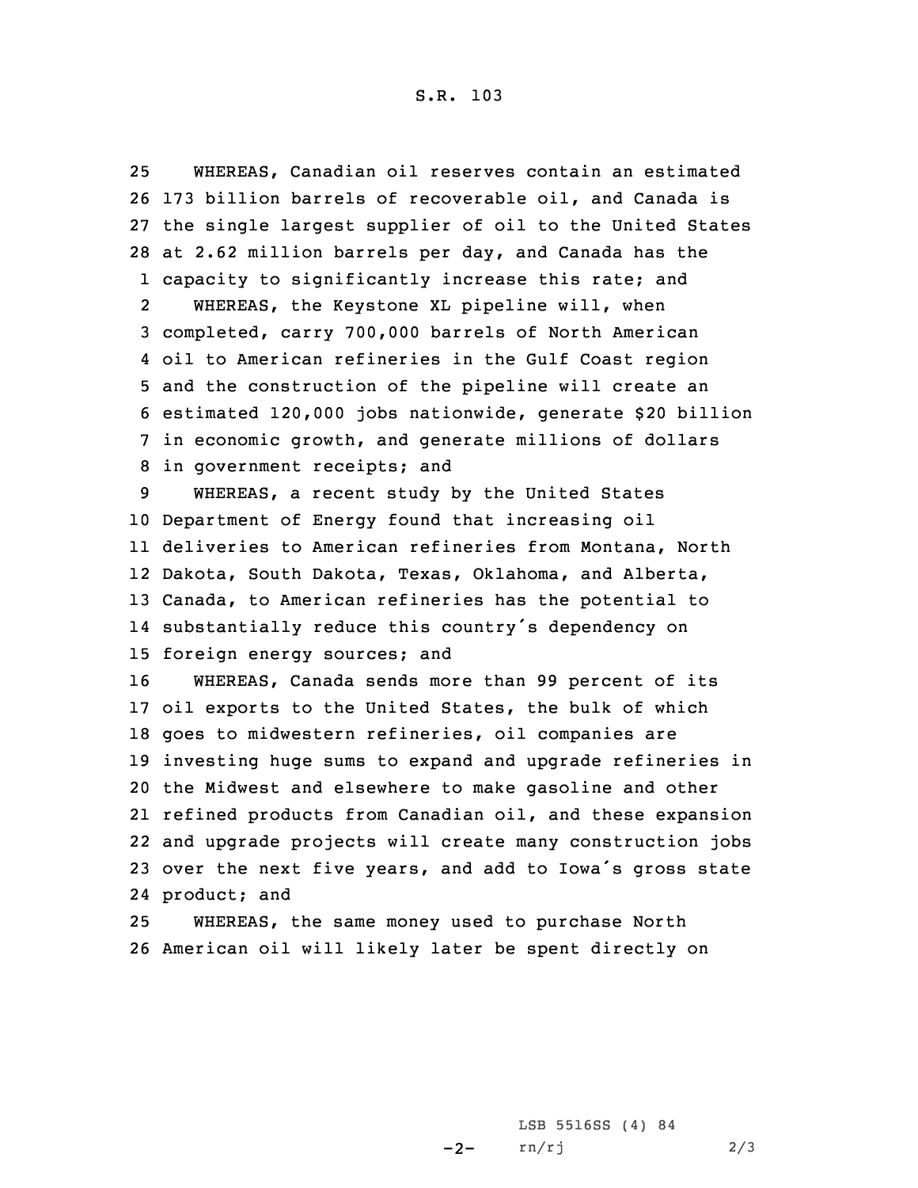WHEREAS, Canadian oil reserves contain an estimated 173 billion barrels of recoverable oil, and Canada is the single largest supplier of oil to the United States at 2.62 million barrels per day, and Canada has the capacity to significantly increase this rate; and

WHEREAS, the Keystone XL pipeline will, when completed, carry 700,000 barrels of North American oil to American refineries in the Gulf Coast region and the construction of the pipeline will create an estimated 120,000 jobs nationwide, generate $20 billion in economic growth, and generate millions of dollars in government receipts; and

WHEREAS, a recent study by the United States Department of Energy found that increasing oil deliveries to American refineries from Montana, North Dakota, South Dakota, Texas, Oklahoma, and Alberta, Canada, to American refineries has the potential to substantially reduce this country's dependency on foreign energy sources; and

WHEREAS, Canada sends more than 99 percent of its oil exports to the United States, the bulk of which goes to midwestern refineries, oil companies are investing huge sums to expand and upgrade refineries in the Midwest and elsewhere to make gasoline and other refined products from Canadian oil, and these expansion and upgrade projects will create many construction jobs over the next five years, and add to Iowa's gross state product; and

WHEREAS, the same money used to purchase North American oil will likely later be spent directly on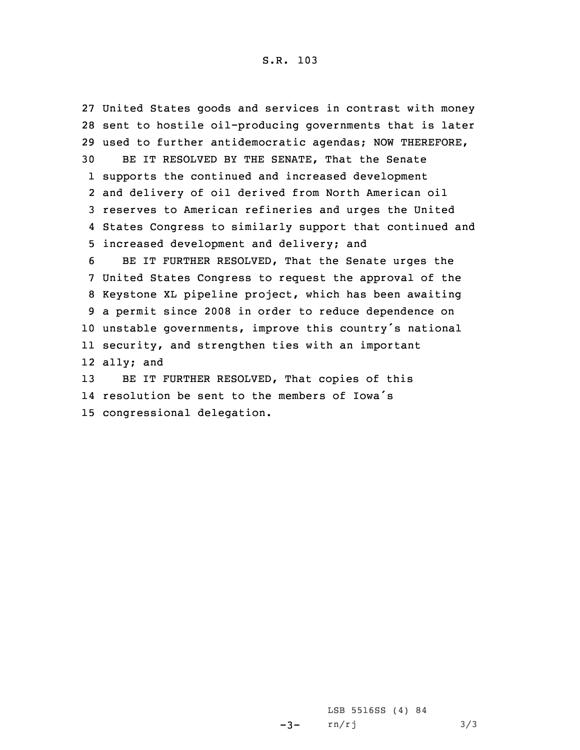United States goods and services in contrast with money sent to hostile oil-producing governments that is later used to further antidemocratic agendas; NOW THEREFORE,

BE IT RESOLVED BY THE SENATE, That the Senate supports the continued and increased development and delivery of oil derived from North American oil reserves to American refineries and urges the United States Congress to similarly support that continued and increased development and delivery; and

BE IT FURTHER RESOLVED, That the Senate urges the United States Congress to request the approval of the Keystone XL pipeline project, which has been awaiting a permit since 2008 in order to reduce dependence on unstable governments, improve this country's national security, and strengthen ties with an important ally; and

BE IT FURTHER RESOLVED, That copies of this resolution be sent to the members of Iowa's congressional delegation.

LSB 5516SS (4) 84
rn/rj